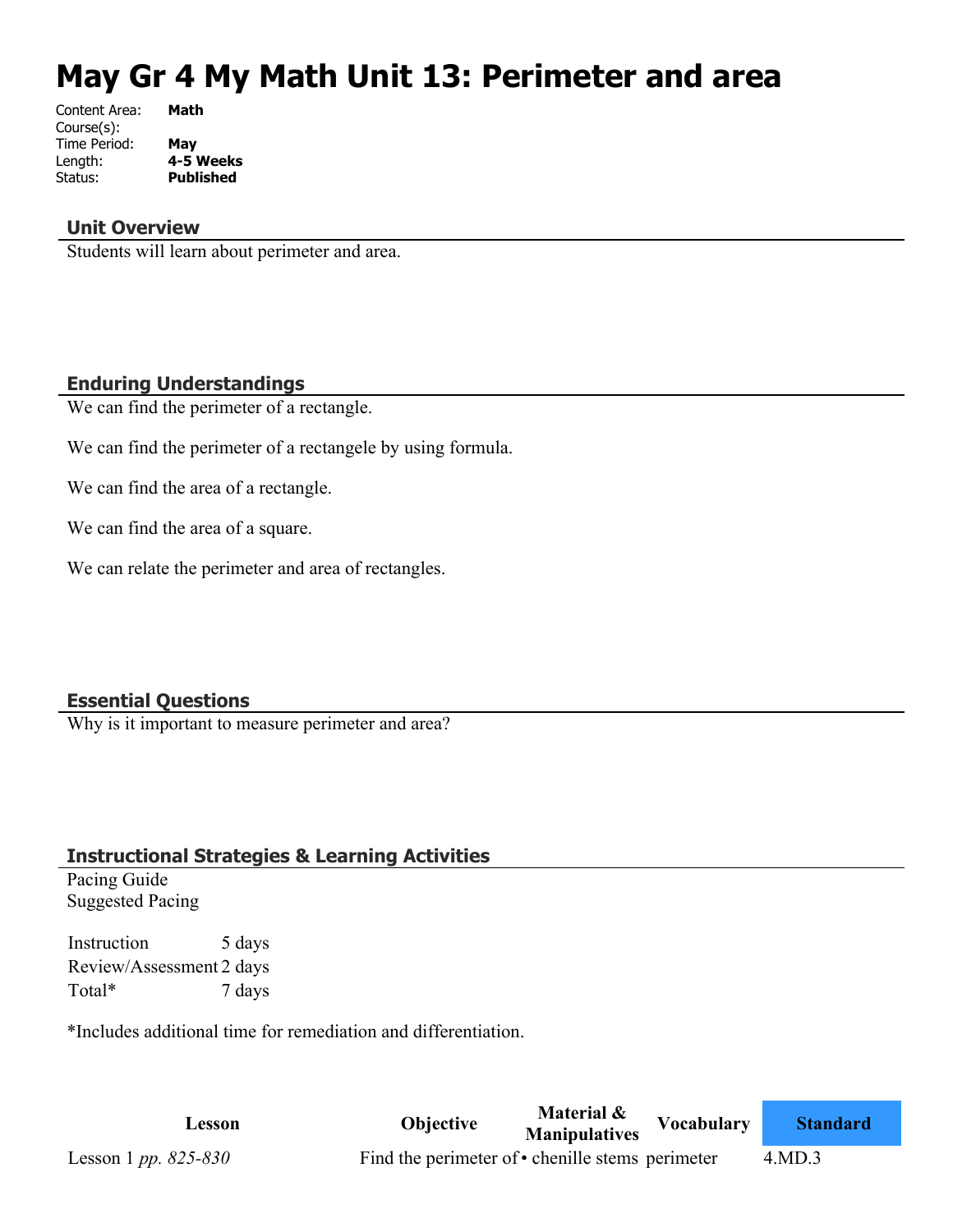# May Gr 4 My Math Unit 13: Perimeter and area

Content Area: **Math**
Course(s):
Time Period: **May**
Length: **4-5 Weeks**
Status: **Published**

## Unit Overview

Students will learn about perimeter and area.

## Enduring Understandings

We can find the perimeter of a rectangle.

We can find the perimeter of a rectangele by using formula.

We can find the area of a rectangle.

We can find the area of a square.

We can relate the perimeter and area of rectangles.

## Essential Questions

Why is it important to measure perimeter and area?

## Instructional Strategies & Learning Activities

Pacing Guide
Suggested Pacing

| | |
|---|---|
| Instruction | 5 days |
| Review/Assessment | 2 days |
| Total* | 7 days |

*Includes additional time for remediation and differentiation.

| Lesson | Objective | Material & Manipulatives | Vocabulary | Standard |
|---|---|---|---|---|
| Lesson 1 *pp. 825-830* | Find the perimeter of | • chenille stems | perimeter | 4.MD.3 |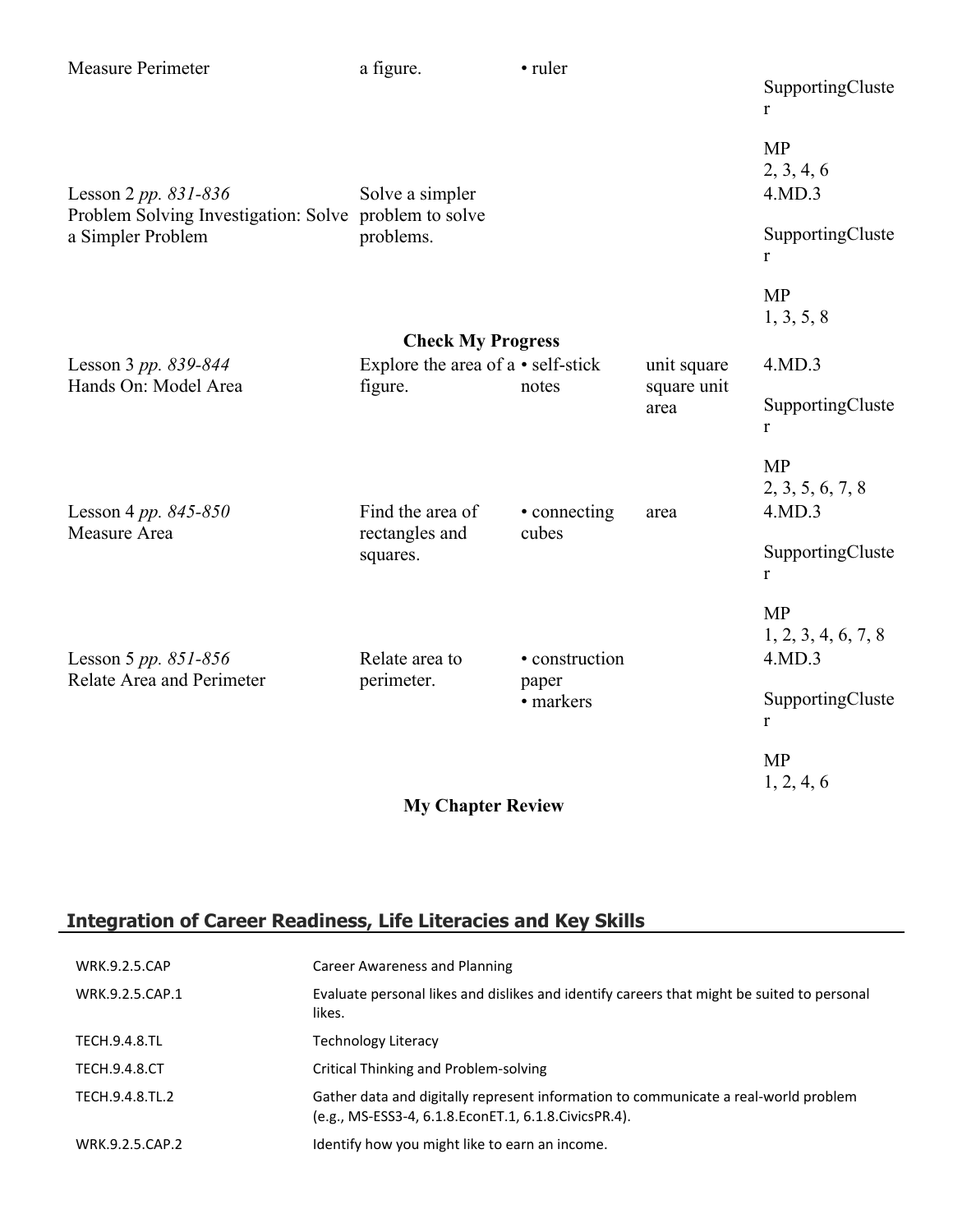| | | | | |
|---|---|---|---|---|
| Measure Perimeter | a figure. | • ruler | | SupportingCluster<br><br>MP<br>2, 3, 4, 6 |
| Lesson 2 *pp. 831-836*<br>Problem Solving Investigation: Solve a Simpler Problem | Solve a simpler problem to solve problems. | | | 4.MD.3<br><br>SupportingCluster<br><br>MP<br>1, 3, 5, 8 |
| | **Check My Progress** | | | |
| Lesson 3 *pp. 839-844*<br>Hands On: Model Area | Explore the area of a figure. | • self-stick notes | unit square<br>square unit<br>area | 4.MD.3<br><br>SupportingCluster<br><br>MP<br>2, 3, 5, 6, 7, 8 |
| Lesson 4 *pp. 845-850*<br>Measure Area | Find the area of rectangles and squares. | • connecting cubes | area | 4.MD.3<br><br>SupportingCluster<br><br>MP<br>1, 2, 3, 4, 6, 7, 8 |
| Lesson 5 *pp. 851-856*<br>Relate Area and Perimeter | Relate area to perimeter. | • construction paper<br>• markers | | 4.MD.3<br><br>SupportingCluster<br><br>MP<br>1, 2, 4, 6 |
| | **My Chapter Review** | | | |

## Integration of Career Readiness, Life Literacies and Key Skills

| | |
|---|---|
| WRK.9.2.5.CAP | Career Awareness and Planning |
| WRK.9.2.5.CAP.1 | Evaluate personal likes and dislikes and identify careers that might be suited to personal likes. |
| TECH.9.4.8.TL | Technology Literacy |
| TECH.9.4.8.CT | Critical Thinking and Problem-solving |
| TECH.9.4.8.TL.2 | Gather data and digitally represent information to communicate a real-world problem (e.g., MS-ESS3-4, 6.1.8.EconET.1, 6.1.8.CivicsPR.4). |
| WRK.9.2.5.CAP.2 | Identify how you might like to earn an income. |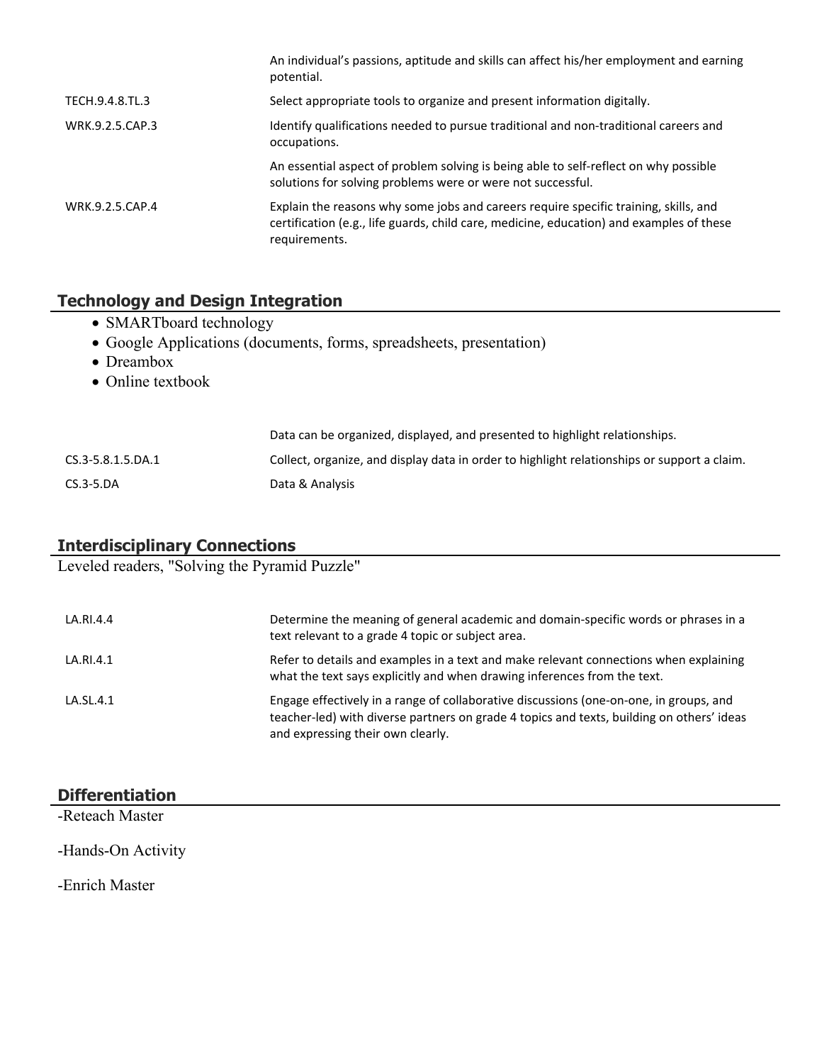| | |
|---|---|
| | An individual's passions, aptitude and skills can affect his/her employment and earning potential. |
| TECH.9.4.8.TL.3 | Select appropriate tools to organize and present information digitally. |
| WRK.9.2.5.CAP.3 | Identify qualifications needed to pursue traditional and non-traditional careers and occupations. |
| | An essential aspect of problem solving is being able to self-reflect on why possible solutions for solving problems were or were not successful. |
| WRK.9.2.5.CAP.4 | Explain the reasons why some jobs and careers require specific training, skills, and certification (e.g., life guards, child care, medicine, education) and examples of these requirements. |

## Technology and Design Integration

- SMARTboard technology
- Google Applications (documents, forms, spreadsheets, presentation)
- Dreambox
- Online textbook

| | |
|---|---|
| | Data can be organized, displayed, and presented to highlight relationships. |
| CS.3-5.8.1.5.DA.1 | Collect, organize, and display data in order to highlight relationships or support a claim. |
| CS.3-5.DA | Data & Analysis |

## Interdisciplinary Connections

Leveled readers, "Solving the Pyramid Puzzle"

| | |
|---|---|
| LA.RI.4.4 | Determine the meaning of general academic and domain-specific words or phrases in a text relevant to a grade 4 topic or subject area. |
| LA.RI.4.1 | Refer to details and examples in a text and make relevant connections when explaining what the text says explicitly and when drawing inferences from the text. |
| LA.SL.4.1 | Engage effectively in a range of collaborative discussions (one-on-one, in groups, and teacher-led) with diverse partners on grade 4 topics and texts, building on others' ideas and expressing their own clearly. |

## Differentiation

-Reteach Master

-Hands-On Activity

-Enrich Master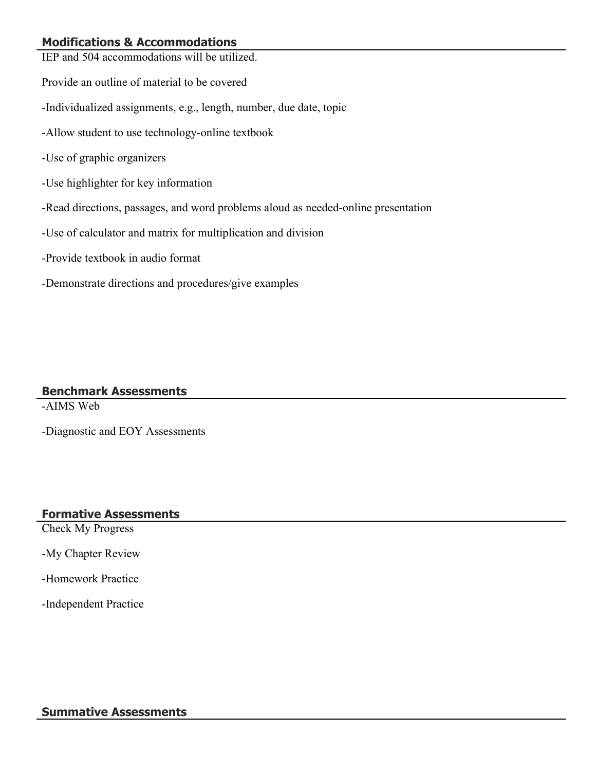## Modifications & Accommodations

IEP and 504 accommodations will be utilized.

Provide an outline of material to be covered

-Individualized assignments, e.g., length, number, due date, topic

-Allow student to use technology-online textbook

-Use of graphic organizers

-Use highlighter for key information

-Read directions, passages, and word problems aloud as needed-online presentation

-Use of calculator and matrix for multiplication and division

-Provide textbook in audio format

-Demonstrate directions and procedures/give examples

## Benchmark Assessments

-AIMS Web

-Diagnostic and EOY Assessments

## Formative Assessments

Check My Progress

-My Chapter Review

-Homework Practice

-Independent Practice

## Summative Assessments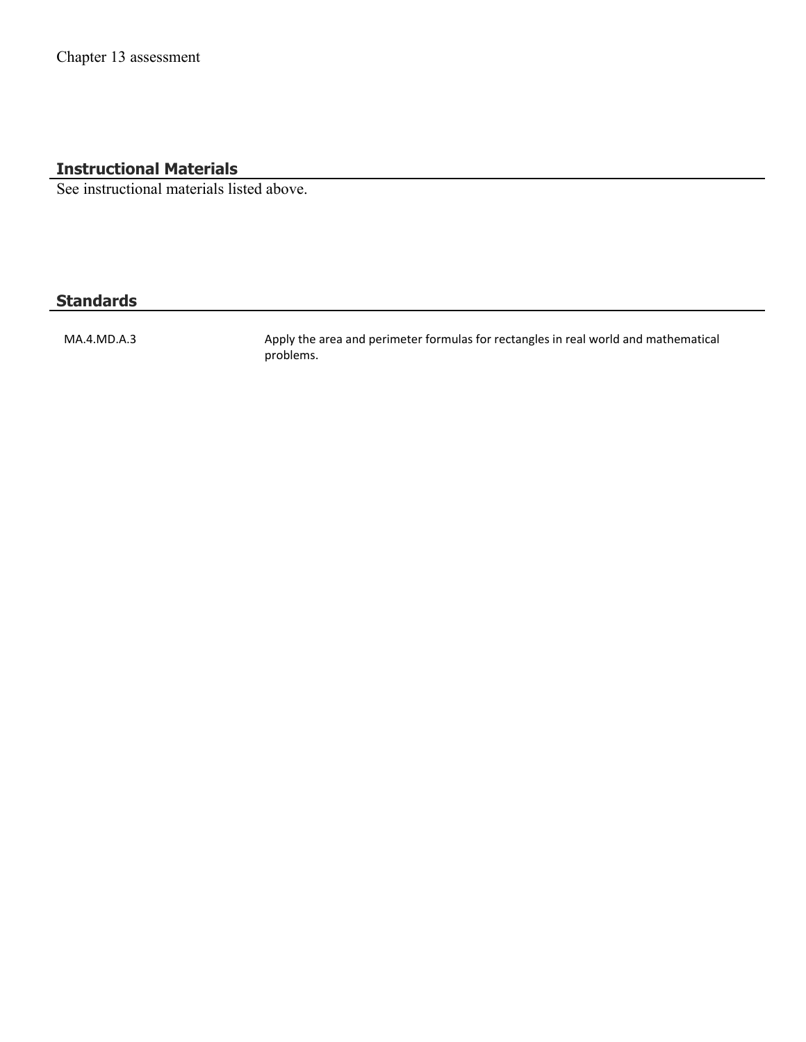Chapter 13 assessment

## Instructional Materials

See instructional materials listed above.

## Standards

| | |
|---|---|
| MA.4.MD.A.3 | Apply the area and perimeter formulas for rectangles in real world and mathematical problems. |